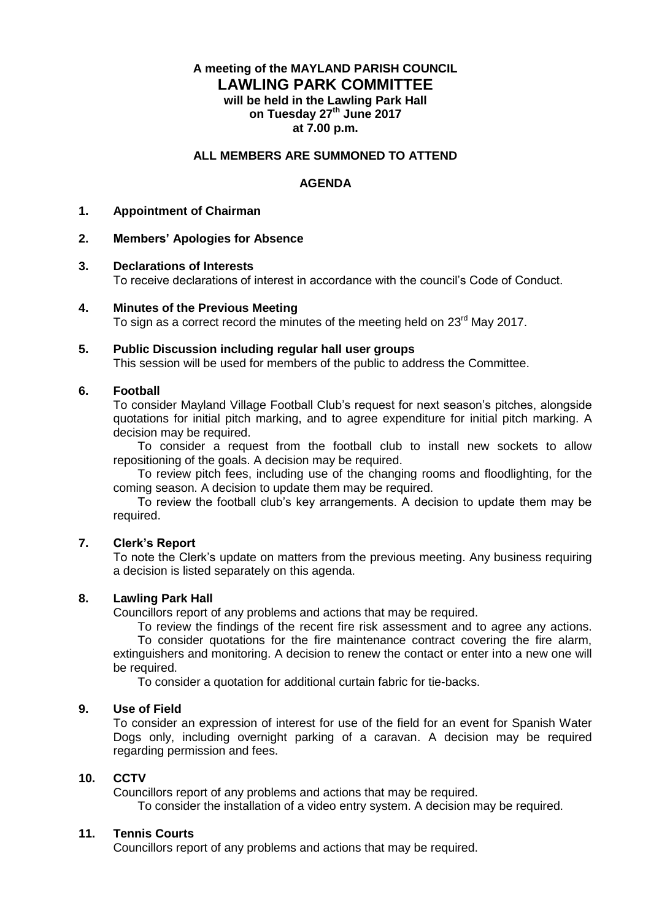**A meeting of the MAYLAND PARISH COUNCIL**

# LAWLING PARK COMMITTEE

**will be held in the Lawling Park Hall**
**on Tuesday 27th June 2017**
**at 7.00 p.m.**

**ALL MEMBERS ARE SUMMONED TO ATTEND**

## AGENDA

**1. Appointment of Chairman**

**2. Members' Apologies for Absence**

**3. Declarations of Interests**

To receive declarations of interest in accordance with the council's Code of Conduct.

**4. Minutes of the Previous Meeting**

To sign as a correct record the minutes of the meeting held on 23rd May 2017.

**5. Public Discussion including regular hall user groups**

This session will be used for members of the public to address the Committee.

**6. Football**

To consider Mayland Village Football Club's request for next season's pitches, alongside quotations for initial pitch marking, and to agree expenditure for initial pitch marking. A decision may be required.

To consider a request from the football club to install new sockets to allow repositioning of the goals. A decision may be required.

To review pitch fees, including use of the changing rooms and floodlighting, for the coming season. A decision to update them may be required.

To review the football club's key arrangements. A decision to update them may be required.

**7. Clerk's Report**

To note the Clerk's update on matters from the previous meeting. Any business requiring a decision is listed separately on this agenda.

**8. Lawling Park Hall**

Councillors report of any problems and actions that may be required.

To review the findings of the recent fire risk assessment and to agree any actions.

To consider quotations for the fire maintenance contract covering the fire alarm, extinguishers and monitoring. A decision to renew the contact or enter into a new one will be required.

To consider a quotation for additional curtain fabric for tie-backs.

**9. Use of Field**

To consider an expression of interest for use of the field for an event for Spanish Water Dogs only, including overnight parking of a caravan. A decision may be required regarding permission and fees.

**10. CCTV**

Councillors report of any problems and actions that may be required.

To consider the installation of a video entry system. A decision may be required.

**11. Tennis Courts**

Councillors report of any problems and actions that may be required.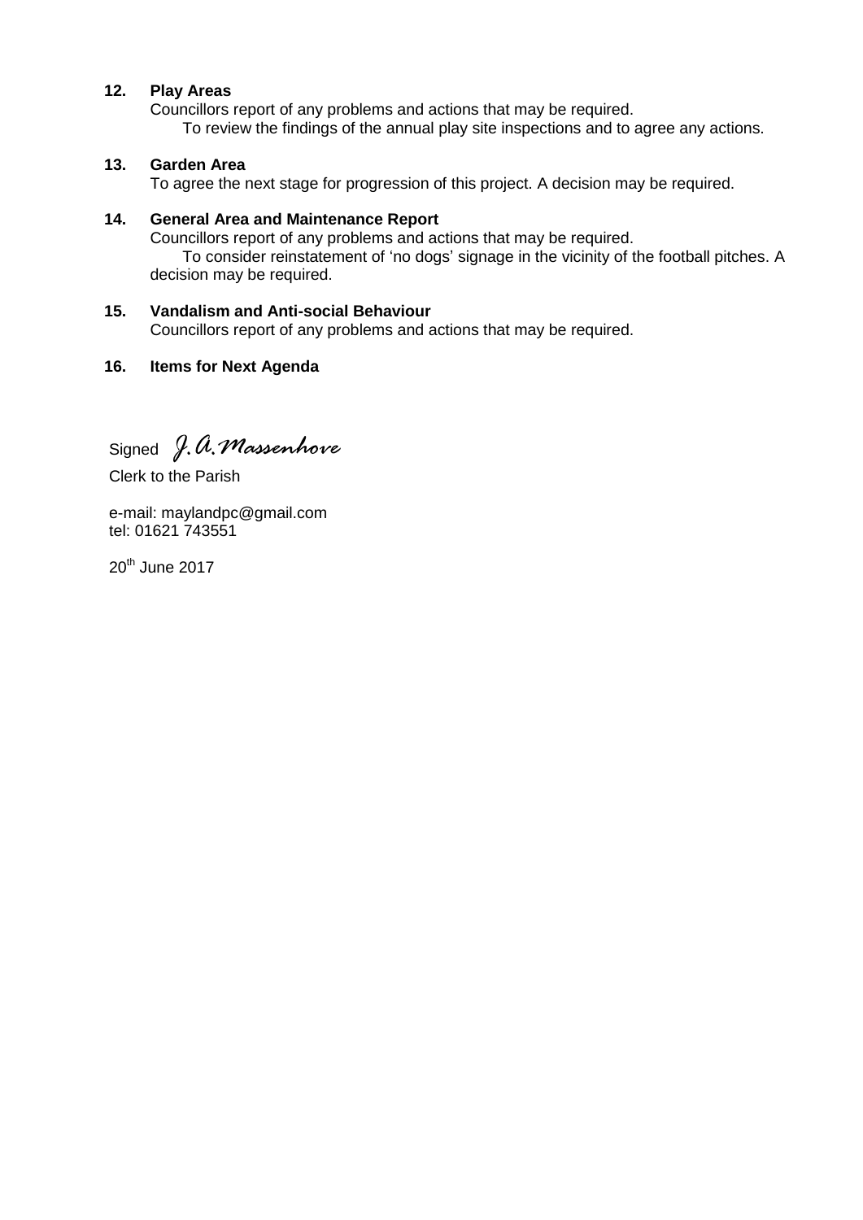**12. Play Areas**

Councillors report of any problems and actions that may be required.

To review the findings of the annual play site inspections and to agree any actions.

**13. Garden Area**

To agree the next stage for progression of this project. A decision may be required.

**14. General Area and Maintenance Report**

Councillors report of any problems and actions that may be required.

To consider reinstatement of 'no dogs' signage in the vicinity of the football pitches. A decision may be required.

**15. Vandalism and Anti-social Behaviour**

Councillors report of any problems and actions that may be required.

**16. Items for Next Agenda**

Signed *J.A.Massenhove*

Clerk to the Parish

e-mail: maylandpc@gmail.com
tel: 01621 743551

20th June 2017